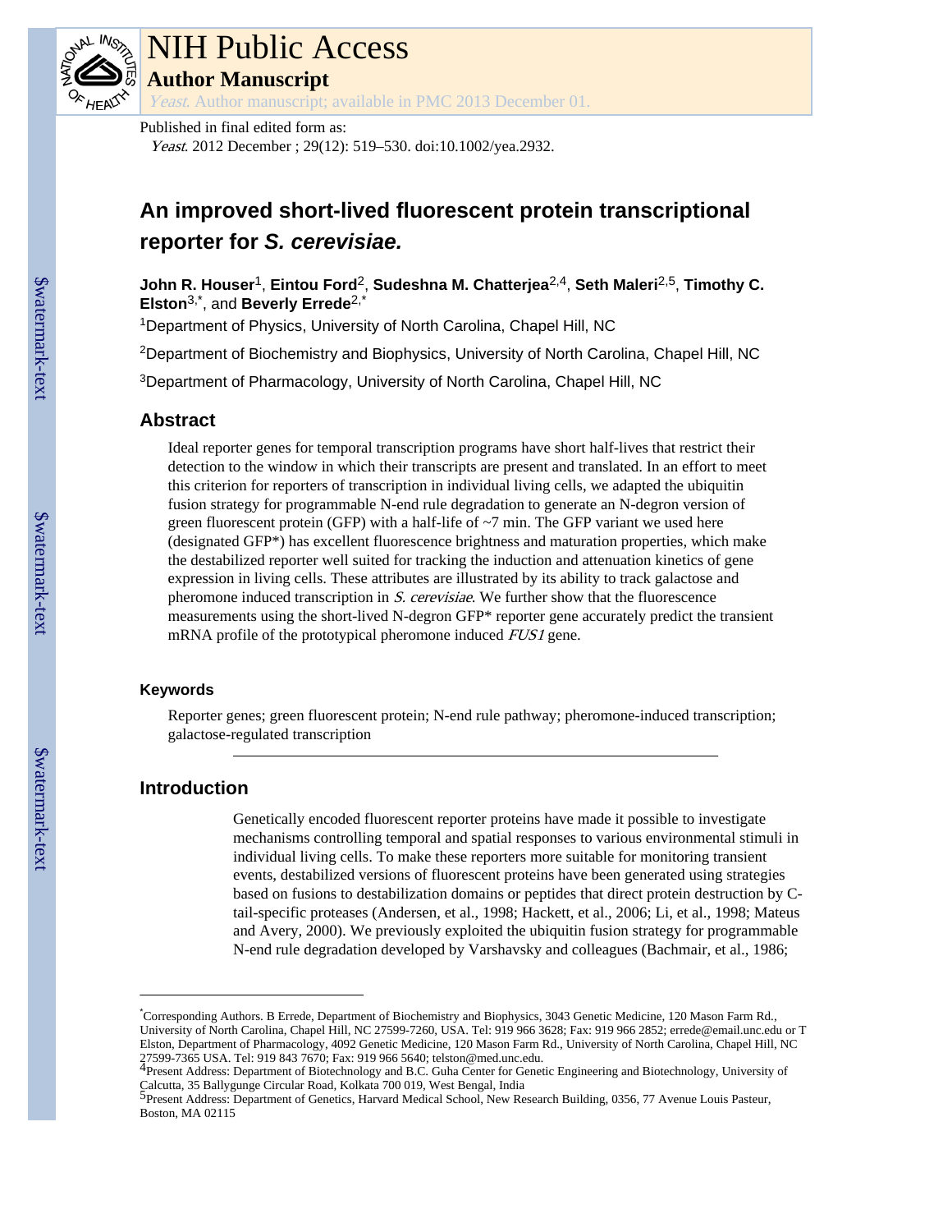# NIH Public Access

**Author Manuscript**

*Yeast*. Author manuscript; available in PMC 2013 December 01.

Published in final edited form as:

*Yeast*. 2012 December ; 29(12): 519–530. doi:10.1002/yea.2932.

# An improved short-lived fluorescent protein transcriptional reporter for *S. cerevisiae.*

**John R. Houser**[1], **Eintou Ford**[2], **Sudeshna M. Chatterjea**[2,4], **Seth Maleri**[2,5], **Timothy C. Elston**[3,*], and **Beverly Errede**[2,*]

[1]Department of Physics, University of North Carolina, Chapel Hill, NC

[2]Department of Biochemistry and Biophysics, University of North Carolina, Chapel Hill, NC

[3]Department of Pharmacology, University of North Carolina, Chapel Hill, NC

## Abstract

Ideal reporter genes for temporal transcription programs have short half-lives that restrict their detection to the window in which their transcripts are present and translated. In an effort to meet this criterion for reporters of transcription in individual living cells, we adapted the ubiquitin fusion strategy for programmable N-end rule degradation to generate an N-degron version of green fluorescent protein (GFP) with a half-life of ~7 min. The GFP variant we used here (designated GFP*) has excellent fluorescence brightness and maturation properties, which make the destabilized reporter well suited for tracking the induction and attenuation kinetics of gene expression in living cells. These attributes are illustrated by its ability to track galactose and pheromone induced transcription in *S. cerevisiae*. We further show that the fluorescence measurements using the short-lived N-degron GFP* reporter gene accurately predict the transient mRNA profile of the prototypical pheromone induced *FUS1* gene.

### Keywords

Reporter genes; green fluorescent protein; N-end rule pathway; pheromone-induced transcription; galactose-regulated transcription

## Introduction

Genetically encoded fluorescent reporter proteins have made it possible to investigate mechanisms controlling temporal and spatial responses to various environmental stimuli in individual living cells. To make these reporters more suitable for monitoring transient events, destabilized versions of fluorescent proteins have been generated using strategies based on fusions to destabilization domains or peptides that direct protein destruction by C-tail-specific proteases (Andersen, et al., 1998; Hackett, et al., 2006; Li, et al., 1998; Mateus and Avery, 2000). We previously exploited the ubiquitin fusion strategy for programmable N-end rule degradation developed by Varshavsky and colleagues (Bachmair, et al., 1986;

---

*Corresponding Authors. B Errede, Department of Biochemistry and Biophysics, 3043 Genetic Medicine, 120 Mason Farm Rd., University of North Carolina, Chapel Hill, NC 27599-7260, USA. Tel: 919 966 3628; Fax: 919 966 2852; errede@email.unc.edu or T Elston, Department of Pharmacology, 4092 Genetic Medicine, 120 Mason Farm Rd., University of North Carolina, Chapel Hill, NC 27599-7365 USA. Tel: 919 843 7670; Fax: 919 966 5640; telston@med.unc.edu.

[4]Present Address: Department of Biotechnology and B.C. Guha Center for Genetic Engineering and Biotechnology, University of Calcutta, 35 Ballygunge Circular Road, Kolkata 700 019, West Bengal, India

[5]Present Address: Department of Genetics, Harvard Medical School, New Research Building, 0356, 77 Avenue Louis Pasteur, Boston, MA 02115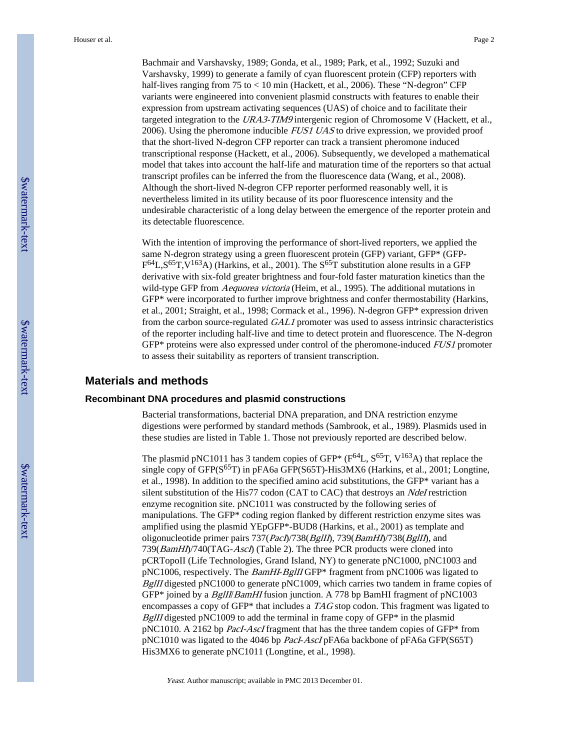Bachmair and Varshavsky, 1989; Gonda, et al., 1989; Park, et al., 1992; Suzuki and Varshavsky, 1999) to generate a family of cyan fluorescent protein (CFP) reporters with half-lives ranging from 75 to < 10 min (Hackett, et al., 2006). These "N-degron" CFP variants were engineered into convenient plasmid constructs with features to enable their expression from upstream activating sequences (UAS) of choice and to facilitate their targeted integration to the *URA3-TIM9* intergenic region of Chromosome V (Hackett, et al., 2006). Using the pheromone inducible *FUS1 UAS* to drive expression, we provided proof that the short-lived N-degron CFP reporter can track a transient pheromone induced transcriptional response (Hackett, et al., 2006). Subsequently, we developed a mathematical model that takes into account the half-life and maturation time of the reporters so that actual transcript profiles can be inferred the from the fluorescence data (Wang, et al., 2008). Although the short-lived N-degron CFP reporter performed reasonably well, it is nevertheless limited in its utility because of its poor fluorescence intensity and the undesirable characteristic of a long delay between the emergence of the reporter protein and its detectable fluorescence.

With the intention of improving the performance of short-lived reporters, we applied the same N-degron strategy using a green fluorescent protein (GFP) variant, GFP* (GFP-$F^{64}L, S^{65}T, V^{163}A$) (Harkins, et al., 2001). The $S^{65}T$ substitution alone results in a GFP derivative with six-fold greater brightness and four-fold faster maturation kinetics than the wild-type GFP from *Aequorea victoria* (Heim, et al., 1995). The additional mutations in GFP* were incorporated to further improve brightness and confer thermostability (Harkins, et al., 2001; Straight, et al., 1998; Cormack et al., 1996). N-degron GFP* expression driven from the carbon source-regulated *GAL1* promoter was used to assess intrinsic characteristics of the reporter including half-live and time to detect protein and fluorescence. The N-degron GFP* proteins were also expressed under control of the pheromone-induced *FUS1* promoter to assess their suitability as reporters of transient transcription.

## Materials and methods

### Recombinant DNA procedures and plasmid constructions

Bacterial transformations, bacterial DNA preparation, and DNA restriction enzyme digestions were performed by standard methods (Sambrook, et al., 1989). Plasmids used in these studies are listed in Table 1. Those not previously reported are described below.

The plasmid pNC1011 has 3 tandem copies of GFP* ($F^{64}L$, $S^{65}T$, $V^{163}A$) that replace the single copy of GFP($S^{65}T$) in pFA6a GFP(S65T)-His3MX6 (Harkins, et al., 2001; Longtine, et al., 1998). In addition to the specified amino acid substitutions, the GFP* variant has a silent substitution of the His77 codon (CAT to CAC) that destroys an *NdeI* restriction enzyme recognition site. pNC1011 was constructed by the following series of manipulations. The GFP* coding region flanked by different restriction enzyme sites was amplified using the plasmid YEpGFP*-BUD8 (Harkins, et al., 2001) as template and oligonucleotide primer pairs 737(*PacI*)/738(*BglII*), 739(*BamHI*)/738(*BglII*), and 739(*BamHI*)/740(TAG-*AscI*) (Table 2). The three PCR products were cloned into pCRTopoII (Life Technologies, Grand Island, NY) to generate pNC1000, pNC1003 and pNC1006, respectively. The *BamHI-BglII* GFP* fragment from pNC1006 was ligated to *BglII* digested pNC1000 to generate pNC1009, which carries two tandem in frame copies of GFP* joined by a *BglII*/*BamHI* fusion junction. A 778 bp BamHI fragment of pNC1003 encompasses a copy of GFP* that includes a *TAG* stop codon. This fragment was ligated to *BglII* digested pNC1009 to add the terminal in frame copy of GFP* in the plasmid pNC1010. A 2162 bp *PacI-AscI* fragment that has the three tandem copies of GFP* from pNC1010 was ligated to the 4046 bp *PacI-AscI* pFA6a backbone of pFA6a GFP(S65T) His3MX6 to generate pNC1011 (Longtine, et al., 1998).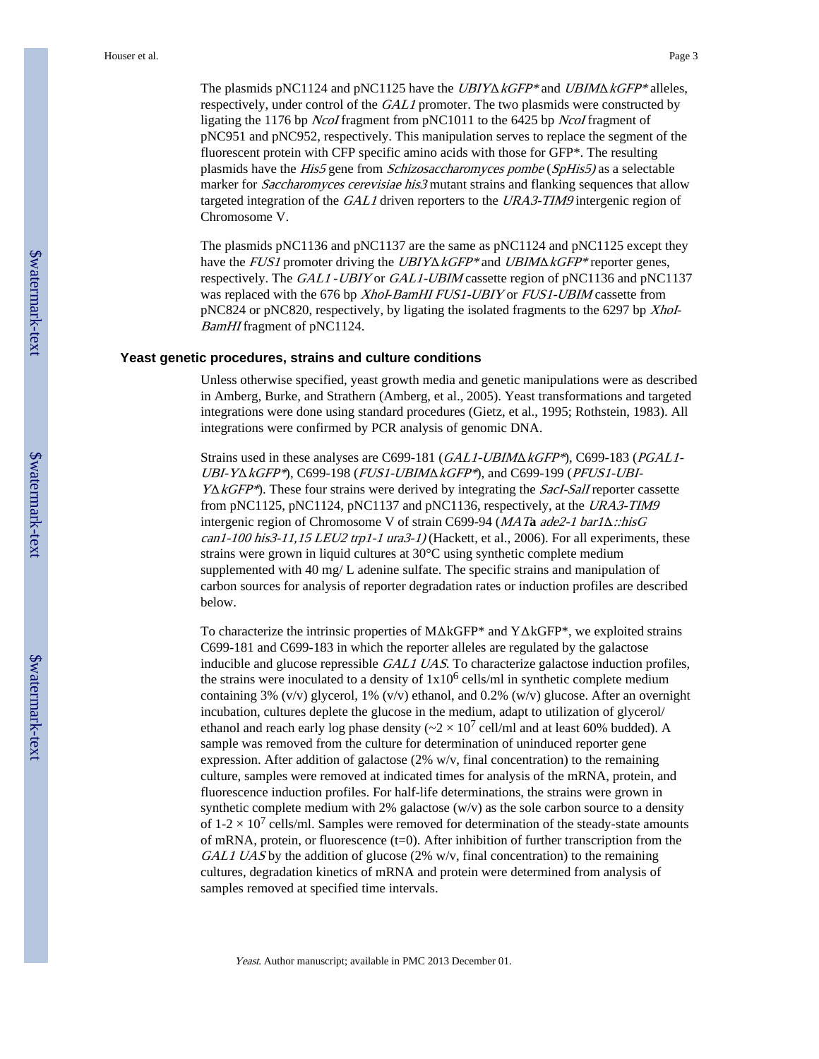The plasmids pNC1124 and pNC1125 have the *UBIYΔkGFP** and *UBIMΔkGFP** alleles, respectively, under control of the *GAL1* promoter. The two plasmids were constructed by ligating the 1176 bp *NcoI* fragment from pNC1011 to the 6425 bp *NcoI* fragment of pNC951 and pNC952, respectively. This manipulation serves to replace the segment of the fluorescent protein with CFP specific amino acids with those for GFP*. The resulting plasmids have the *His5* gene from *Schizosaccharomyces pombe* (*SpHis5)* as a selectable marker for *Saccharomyces cerevisiae his3* mutant strains and flanking sequences that allow targeted integration of the *GAL1* driven reporters to the *URA3-TIM9* intergenic region of Chromosome V.

The plasmids pNC1136 and pNC1137 are the same as pNC1124 and pNC1125 except they have the *FUS1* promoter driving the *UBIYΔkGFP** and *UBIMΔkGFP** reporter genes, respectively. The *GAL1 -UBIY* or *GAL1-UBIM* cassette region of pNC1136 and pNC1137 was replaced with the 676 bp *XhoI-BamHI FUS1-UBIY* or *FUS1-UBIM* cassette from pNC824 or pNC820, respectively, by ligating the isolated fragments to the 6297 bp *XhoI-BamHI* fragment of pNC1124.

### Yeast genetic procedures, strains and culture conditions

Unless otherwise specified, yeast growth media and genetic manipulations were as described in Amberg, Burke, and Strathern (Amberg, et al., 2005). Yeast transformations and targeted integrations were done using standard procedures (Gietz, et al., 1995; Rothstein, 1983). All integrations were confirmed by PCR analysis of genomic DNA.

Strains used in these analyses are C699-181 (*GAL1-UBIMΔkGFP**), C699-183 (*PGAL1-UBI-YΔkGFP**), C699-198 (*FUS1-UBIMΔkGFP**), and C699-199 (*PFUS1-UBI-YΔkGFP**). These four strains were derived by integrating the *SacI-SalI* reporter cassette from pNC1125, pNC1124, pNC1137 and pNC1136, respectively, at the *URA3-TIM9* intergenic region of Chromosome V of strain C699-94 (*MAT***a** *ade2-1 bar1Δ::hisG can1-100 his3-11,15 LEU2 trp1-1 ura3-1)* (Hackett, et al., 2006). For all experiments, these strains were grown in liquid cultures at 30°C using synthetic complete medium supplemented with 40 mg/ L adenine sulfate. The specific strains and manipulation of carbon sources for analysis of reporter degradation rates or induction profiles are described below.

To characterize the intrinsic properties of MΔkGFP* and YΔkGFP*, we exploited strains C699-181 and C699-183 in which the reporter alleles are regulated by the galactose inducible and glucose repressible *GAL1 UAS*. To characterize galactose induction profiles, the strains were inoculated to a density of $1 \times 10^6$ cells/ml in synthetic complete medium containing 3% (v/v) glycerol, 1% (v/v) ethanol, and 0.2% (w/v) glucose. After an overnight incubation, cultures deplete the glucose in the medium, adapt to utilization of glycerol/ ethanol and reach early log phase density ($\sim 2 \times 10^7$ cell/ml and at least 60% budded). A sample was removed from the culture for determination of uninduced reporter gene expression. After addition of galactose (2% w/v, final concentration) to the remaining culture, samples were removed at indicated times for analysis of the mRNA, protein, and fluorescence induction profiles. For half-life determinations, the strains were grown in synthetic complete medium with 2% galactose (w/v) as the sole carbon source to a density of $1\text{-}2 \times 10^7$ cells/ml. Samples were removed for determination of the steady-state amounts of mRNA, protein, or fluorescence (t=0). After inhibition of further transcription from the *GAL1 UAS* by the addition of glucose (2% w/v, final concentration) to the remaining cultures, degradation kinetics of mRNA and protein were determined from analysis of samples removed at specified time intervals.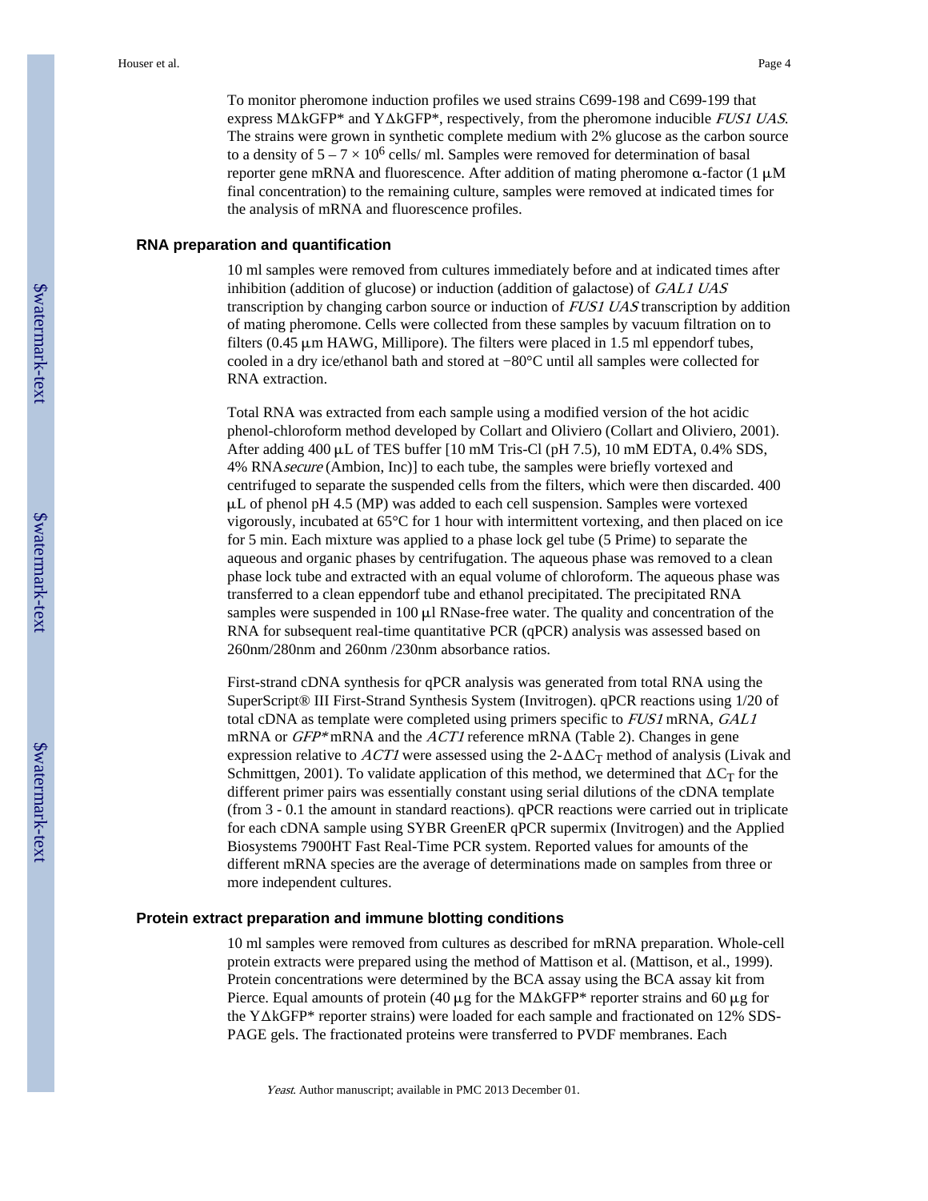To monitor pheromone induction profiles we used strains C699-198 and C699-199 that express MΔkGFP* and YΔkGFP*, respectively, from the pheromone inducible *FUS1 UAS*. The strains were grown in synthetic complete medium with 2% glucose as the carbon source to a density of $5 - 7 \times 10^6$ cells/ ml. Samples were removed for determination of basal reporter gene mRNA and fluorescence. After addition of mating pheromone α-factor (1 μM final concentration) to the remaining culture, samples were removed at indicated times for the analysis of mRNA and fluorescence profiles.

### RNA preparation and quantification

10 ml samples were removed from cultures immediately before and at indicated times after inhibition (addition of glucose) or induction (addition of galactose) of *GAL1 UAS* transcription by changing carbon source or induction of *FUS1 UAS* transcription by addition of mating pheromone. Cells were collected from these samples by vacuum filtration on to filters (0.45 μm HAWG, Millipore). The filters were placed in 1.5 ml eppendorf tubes, cooled in a dry ice/ethanol bath and stored at −80°C until all samples were collected for RNA extraction.

Total RNA was extracted from each sample using a modified version of the hot acidic phenol-chloroform method developed by Collart and Oliviero (Collart and Oliviero, 2001). After adding 400 μL of TES buffer [10 mM Tris-Cl (pH 7.5), 10 mM EDTA, 0.4% SDS, 4% RNA*secure* (Ambion, Inc)] to each tube, the samples were briefly vortexed and centrifuged to separate the suspended cells from the filters, which were then discarded. 400 μL of phenol pH 4.5 (MP) was added to each cell suspension. Samples were vortexed vigorously, incubated at 65°C for 1 hour with intermittent vortexing, and then placed on ice for 5 min. Each mixture was applied to a phase lock gel tube (5 Prime) to separate the aqueous and organic phases by centrifugation. The aqueous phase was removed to a clean phase lock tube and extracted with an equal volume of chloroform. The aqueous phase was transferred to a clean eppendorf tube and ethanol precipitated. The precipitated RNA samples were suspended in 100 μl RNase-free water. The quality and concentration of the RNA for subsequent real-time quantitative PCR (qPCR) analysis was assessed based on 260nm/280nm and 260nm /230nm absorbance ratios.

First-strand cDNA synthesis for qPCR analysis was generated from total RNA using the SuperScript® III First-Strand Synthesis System (Invitrogen). qPCR reactions using 1/20 of total cDNA as template were completed using primers specific to *FUS1* mRNA, *GAL1* mRNA or *GFP** mRNA and the *ACT1* reference mRNA (Table 2). Changes in gene expression relative to *ACT1* were assessed using the $2\text{-}\Delta\Delta C_T$ method of analysis (Livak and Schmittgen, 2001). To validate application of this method, we determined that $\Delta C_T$ for the different primer pairs was essentially constant using serial dilutions of the cDNA template (from 3 - 0.1 the amount in standard reactions). qPCR reactions were carried out in triplicate for each cDNA sample using SYBR GreenER qPCR supermix (Invitrogen) and the Applied Biosystems 7900HT Fast Real-Time PCR system. Reported values for amounts of the different mRNA species are the average of determinations made on samples from three or more independent cultures.

### Protein extract preparation and immune blotting conditions

10 ml samples were removed from cultures as described for mRNA preparation. Whole-cell protein extracts were prepared using the method of Mattison et al. (Mattison, et al., 1999). Protein concentrations were determined by the BCA assay using the BCA assay kit from Pierce. Equal amounts of protein (40 μg for the MΔkGFP* reporter strains and 60 μg for the YΔkGFP* reporter strains) were loaded for each sample and fractionated on 12% SDS-PAGE gels. The fractionated proteins were transferred to PVDF membranes. Each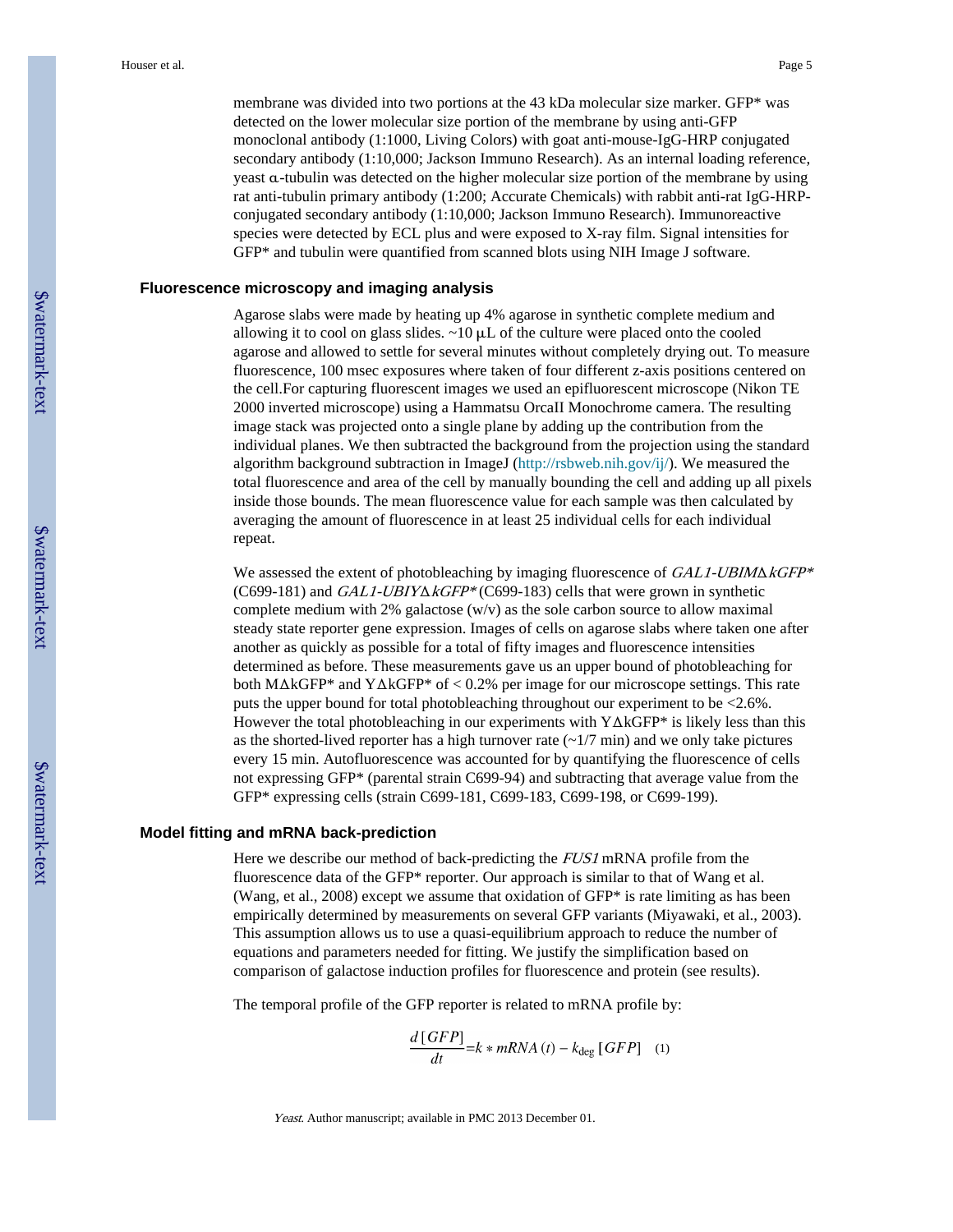membrane was divided into two portions at the 43 kDa molecular size marker. GFP* was detected on the lower molecular size portion of the membrane by using anti-GFP monoclonal antibody (1:1000, Living Colors) with goat anti-mouse-IgG-HRP conjugated secondary antibody (1:10,000; Jackson Immuno Research). As an internal loading reference, yeast α-tubulin was detected on the higher molecular size portion of the membrane by using rat anti-tubulin primary antibody (1:200; Accurate Chemicals) with rabbit anti-rat IgG-HRP-conjugated secondary antibody (1:10,000; Jackson Immuno Research). Immunoreactive species were detected by ECL plus and were exposed to X-ray film. Signal intensities for GFP* and tubulin were quantified from scanned blots using NIH Image J software.

### Fluorescence microscopy and imaging analysis

Agarose slabs were made by heating up 4% agarose in synthetic complete medium and allowing it to cool on glass slides. ~10 μL of the culture were placed onto the cooled agarose and allowed to settle for several minutes without completely drying out. To measure fluorescence, 100 msec exposures where taken of four different z-axis positions centered on the cell.For capturing fluorescent images we used an epifluorescent microscope (Nikon TE 2000 inverted microscope) using a Hammatsu OrcaII Monochrome camera. The resulting image stack was projected onto a single plane by adding up the contribution from the individual planes. We then subtracted the background from the projection using the standard algorithm background subtraction in ImageJ (http://rsbweb.nih.gov/ij/). We measured the total fluorescence and area of the cell by manually bounding the cell and adding up all pixels inside those bounds. The mean fluorescence value for each sample was then calculated by averaging the amount of fluorescence in at least 25 individual cells for each individual repeat.

We assessed the extent of photobleaching by imaging fluorescence of *GAL1-UBIMΔkGFP** (C699-181) and *GAL1-UBIYΔkGFP** (C699-183) cells that were grown in synthetic complete medium with 2% galactose (w/v) as the sole carbon source to allow maximal steady state reporter gene expression. Images of cells on agarose slabs where taken one after another as quickly as possible for a total of fifty images and fluorescence intensities determined as before. These measurements gave us an upper bound of photobleaching for both MΔkGFP* and YΔkGFP* of < 0.2% per image for our microscope settings. This rate puts the upper bound for total photobleaching throughout our experiment to be <2.6%. However the total photobleaching in our experiments with YΔkGFP* is likely less than this as the shorted-lived reporter has a high turnover rate (~1/7 min) and we only take pictures every 15 min. Autofluorescence was accounted for by quantifying the fluorescence of cells not expressing GFP* (parental strain C699-94) and subtracting that average value from the GFP* expressing cells (strain C699-181, C699-183, C699-198, or C699-199).

### Model fitting and mRNA back-prediction

Here we describe our method of back-predicting the *FUS1* mRNA profile from the fluorescence data of the GFP* reporter. Our approach is similar to that of Wang et al. (Wang, et al., 2008) except we assume that oxidation of GFP* is rate limiting as has been empirically determined by measurements on several GFP variants (Miyawaki, et al., 2003). This assumption allows us to use a quasi-equilibrium approach to reduce the number of equations and parameters needed for fitting. We justify the simplification based on comparison of galactose induction profiles for fluorescence and protein (see results).

The temporal profile of the GFP reporter is related to mRNA profile by:

$$\frac{d[GFP]}{dt} = k * mRNA(t) - k_{\deg}[GFP] \quad (1)$$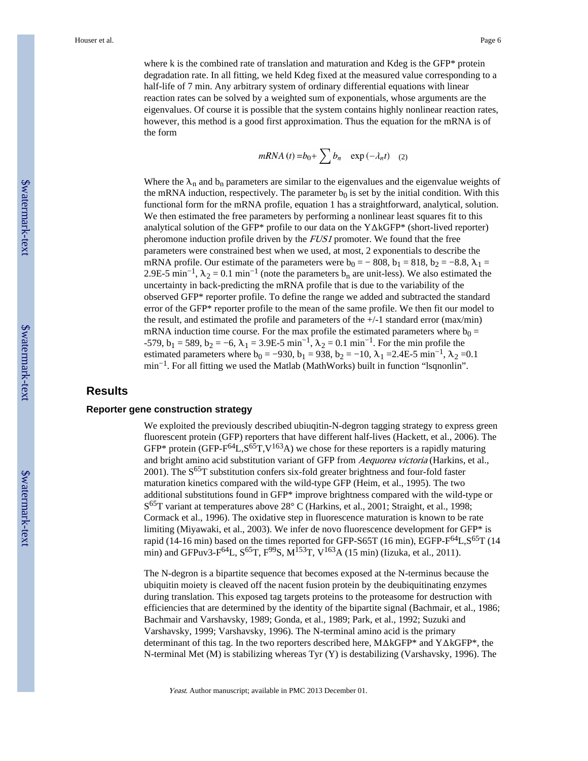where k is the combined rate of translation and maturation and Kdeg is the GFP* protein degradation rate. In all fitting, we held Kdeg fixed at the measured value corresponding to a half-life of 7 min. Any arbitrary system of ordinary differential equations with linear reaction rates can be solved by a weighted sum of exponentials, whose arguments are the eigenvalues. Of course it is possible that the system contains highly nonlinear reaction rates, however, this method is a good first approximation. Thus the equation for the mRNA is of the form

$$mRNA\,(t) = b_0 + \sum b_n \quad \exp\left(-\lambda_n t\right) \quad (2)$$

Where the $\lambda_n$ and $b_n$ parameters are similar to the eigenvalues and the eigenvalue weights of the mRNA induction, respectively. The parameter $b_0$ is set by the initial condition. With this functional form for the mRNA profile, equation 1 has a straightforward, analytical, solution. We then estimated the free parameters by performing a nonlinear least squares fit to this analytical solution of the GFP* profile to our data on the YΔkGFP* (short-lived reporter) pheromone induction profile driven by the *FUS1* promoter. We found that the free parameters were constrained best when we used, at most, 2 exponentials to describe the mRNA profile. Our estimate of the parameters were $b_0 = -808$, $b_1 = 818$, $b_2 = -8.8$, $\lambda_1 =$ 2.9E-5 $\text{min}^{-1}$, $\lambda_2 = 0.1$ $\text{min}^{-1}$ (note the parameters $b_n$ are unit-less). We also estimated the uncertainty in back-predicting the mRNA profile that is due to the variability of the observed GFP* reporter profile. To define the range we added and subtracted the standard error of the GFP* reporter profile to the mean of the same profile. We then fit our model to the result, and estimated the profile and parameters of the +/-1 standard error (max/min) mRNA induction time course. For the max profile the estimated parameters where $b_0 =$ -579, $b_1 = 589$, $b_2 = -6$, $\lambda_1 =$ 3.9E-5 $\text{min}^{-1}$, $\lambda_2 = 0.1$ $\text{min}^{-1}$. For the min profile the estimated parameters where $b_0 = -930$, $b_1 = 938$, $b_2 = -10$, $\lambda_1 =$2.4E-5 $\text{min}^{-1}$, $\lambda_2 =$0.1 $\text{min}^{-1}$. For all fitting we used the Matlab (MathWorks) built in function "lsqnonlin".

## Results

### Reporter gene construction strategy

We exploited the previously described ubiuqitin-N-degron tagging strategy to express green fluorescent protein (GFP) reporters that have different half-lives (Hackett, et al., 2006). The GFP* protein (GFP-$F^{64}L$,$S^{65}T$,$V^{163}A$) we chose for these reporters is a rapidly maturing and bright amino acid substitution variant of GFP from *Aequorea victoria* (Harkins, et al., 2001). The $S^{65}T$ substitution confers six-fold greater brightness and four-fold faster maturation kinetics compared with the wild-type GFP (Heim, et al., 1995). The two additional substitutions found in GFP* improve brightness compared with the wild-type or $S^{65}T$ variant at temperatures above 28° C (Harkins, et al., 2001; Straight, et al., 1998; Cormack et al., 1996). The oxidative step in fluorescence maturation is known to be rate limiting (Miyawaki, et al., 2003). We infer de novo fluorescence development for GFP* is rapid (14-16 min) based on the times reported for GFP-S65T (16 min), EGFP-$F^{64}L$,$S^{65}T$ (14 min) and GFPuv3-$F^{64}L$, $S^{65}T$, $F^{99}S$, $M^{153}T$, $V^{163}A$ (15 min) (Iizuka, et al., 2011).

The N-degron is a bipartite sequence that becomes exposed at the N-terminus because the ubiquitin moiety is cleaved off the nacent fusion protein by the deubiquitinating enzymes during translation. This exposed tag targets proteins to the proteasome for destruction with efficiencies that are determined by the identity of the bipartite signal (Bachmair, et al., 1986; Bachmair and Varshavsky, 1989; Gonda, et al., 1989; Park, et al., 1992; Suzuki and Varshavsky, 1999; Varshavsky, 1996). The N-terminal amino acid is the primary determinant of this tag. In the two reporters described here, MΔkGFP* and YΔkGFP*, the N-terminal Met (M) is stabilizing whereas Tyr (Y) is destabilizing (Varshavsky, 1996). The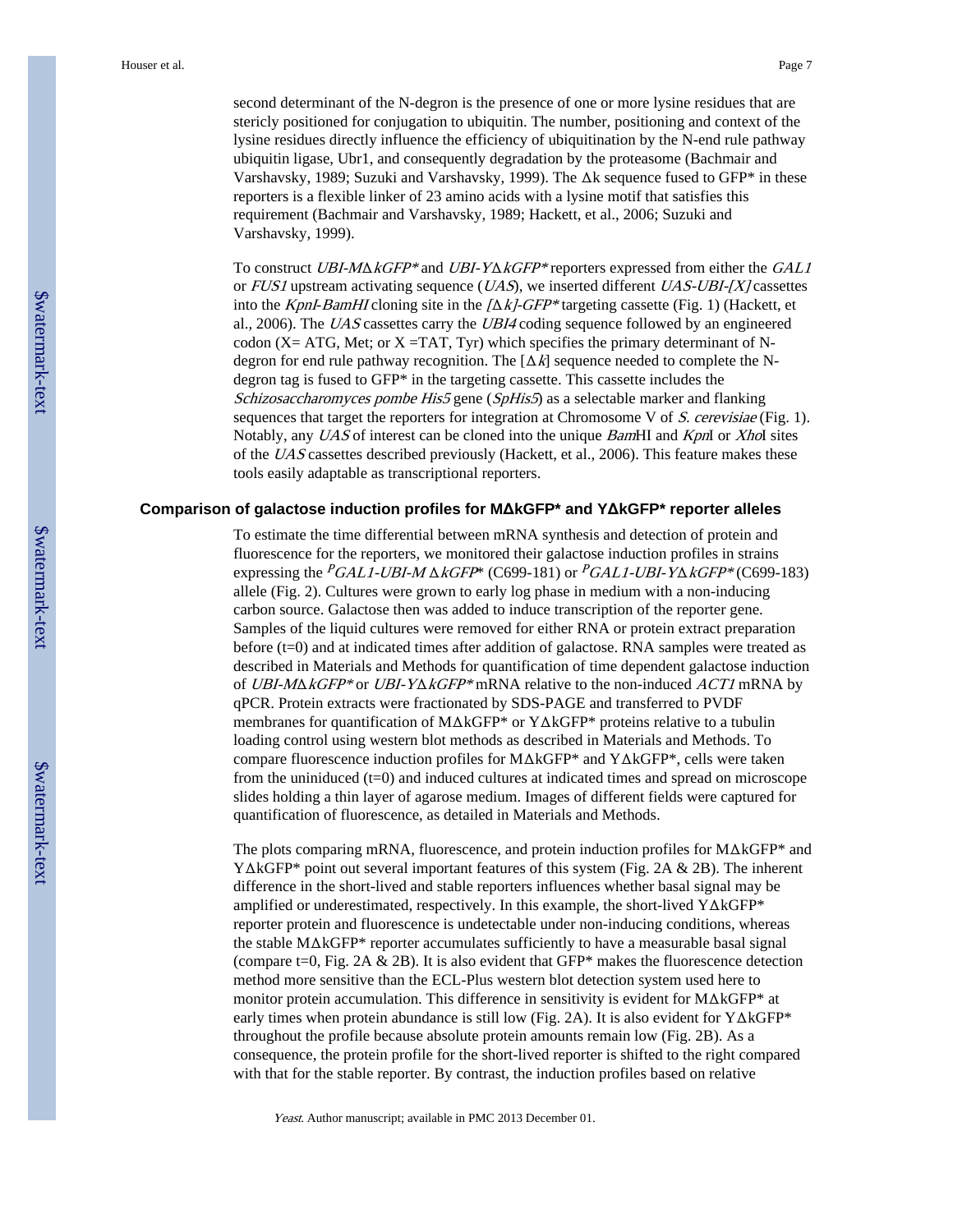second determinant of the N-degron is the presence of one or more lysine residues that are stericly positioned for conjugation to ubiquitin. The number, positioning and context of the lysine residues directly influence the efficiency of ubiquitination by the N-end rule pathway ubiquitin ligase, Ubr1, and consequently degradation by the proteasome (Bachmair and Varshavsky, 1989; Suzuki and Varshavsky, 1999). The Δk sequence fused to GFP* in these reporters is a flexible linker of 23 amino acids with a lysine motif that satisfies this requirement (Bachmair and Varshavsky, 1989; Hackett, et al., 2006; Suzuki and Varshavsky, 1999).

To construct *UBI-MΔkGFP** and *UBI-YΔkGFP** reporters expressed from either the *GAL1* or *FUS1* upstream activating sequence (*UAS*), we inserted different *UAS-UBI-[X]* cassettes into the *KpnI-BamHI* cloning site in the *[Δk]-GFP** targeting cassette (Fig. 1) (Hackett, et al., 2006). The *UAS* cassettes carry the *UBI4* coding sequence followed by an engineered codon (X= ATG, Met; or X =TAT, Tyr) which specifies the primary determinant of N-degron for end rule pathway recognition. The [Δ*k*] sequence needed to complete the N-degron tag is fused to GFP* in the targeting cassette. This cassette includes the *Schizosaccharomyces pombe His5* gene (*SpHis5*) as a selectable marker and flanking sequences that target the reporters for integration at Chromosome V of *S. cerevisiae* (Fig. 1). Notably, any *UAS* of interest can be cloned into the unique *Bam*HI and *Kpn*I or *Xho*I sites of the *UAS* cassettes described previously (Hackett, et al., 2006). This feature makes these tools easily adaptable as transcriptional reporters.

### Comparison of galactose induction profiles for MΔkGFP* and YΔkGFP* reporter alleles

To estimate the time differential between mRNA synthesis and detection of protein and fluorescence for the reporters, we monitored their galactose induction profiles in strains expressing the $^{P}$*GAL1-UBI-M ΔkGFP** (C699-181) or $^{P}$*GAL1-UBI-YΔkGFP** (C699-183) allele (Fig. 2). Cultures were grown to early log phase in medium with a non-inducing carbon source. Galactose then was added to induce transcription of the reporter gene. Samples of the liquid cultures were removed for either RNA or protein extract preparation before (t=0) and at indicated times after addition of galactose. RNA samples were treated as described in Materials and Methods for quantification of time dependent galactose induction of *UBI-MΔkGFP** or *UBI-YΔkGFP** mRNA relative to the non-induced *ACT1* mRNA by qPCR. Protein extracts were fractionated by SDS-PAGE and transferred to PVDF membranes for quantification of MΔkGFP* or YΔkGFP* proteins relative to a tubulin loading control using western blot methods as described in Materials and Methods. To compare fluorescence induction profiles for MΔkGFP* and YΔkGFP*, cells were taken from the uniniduced (t=0) and induced cultures at indicated times and spread on microscope slides holding a thin layer of agarose medium. Images of different fields were captured for quantification of fluorescence, as detailed in Materials and Methods.

The plots comparing mRNA, fluorescence, and protein induction profiles for MΔkGFP* and YΔkGFP* point out several important features of this system (Fig. 2A & 2B). The inherent difference in the short-lived and stable reporters influences whether basal signal may be amplified or underestimated, respectively. In this example, the short-lived YΔkGFP* reporter protein and fluorescence is undetectable under non-inducing conditions, whereas the stable MΔkGFP* reporter accumulates sufficiently to have a measurable basal signal (compare t=0, Fig. 2A & 2B). It is also evident that GFP* makes the fluorescence detection method more sensitive than the ECL-Plus western blot detection system used here to monitor protein accumulation. This difference in sensitivity is evident for MΔkGFP* at early times when protein abundance is still low (Fig. 2A). It is also evident for YΔkGFP* throughout the profile because absolute protein amounts remain low (Fig. 2B). As a consequence, the protein profile for the short-lived reporter is shifted to the right compared with that for the stable reporter. By contrast, the induction profiles based on relative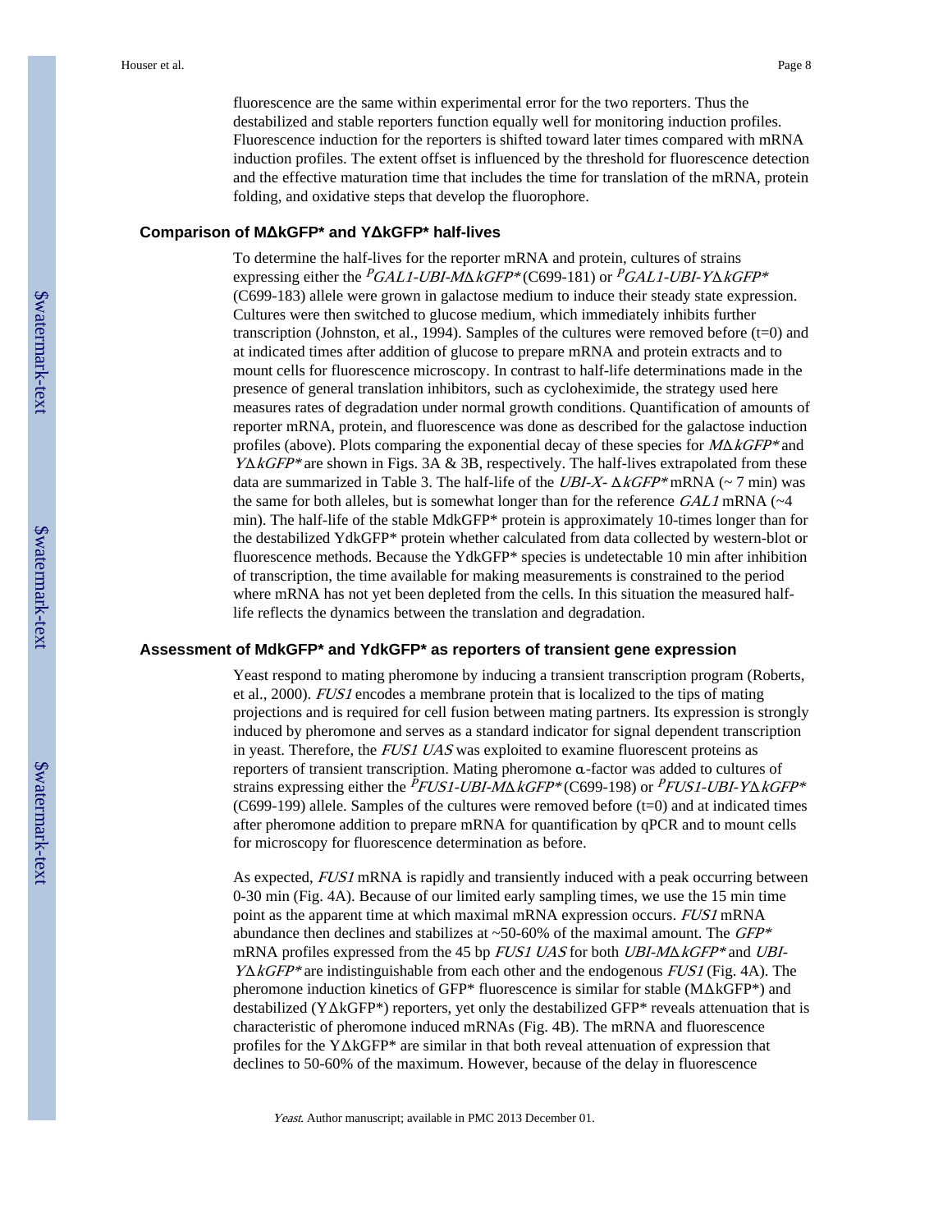fluorescence are the same within experimental error for the two reporters. Thus the destabilized and stable reporters function equally well for monitoring induction profiles. Fluorescence induction for the reporters is shifted toward later times compared with mRNA induction profiles. The extent offset is influenced by the threshold for fluorescence detection and the effective maturation time that includes the time for translation of the mRNA, protein folding, and oxidative steps that develop the fluorophore.

### Comparison of MΔkGFP* and YΔkGFP* half-lives

To determine the half-lives for the reporter mRNA and protein, cultures of strains expressing either the *PGAL1-UBI-MΔkGFP** (C699-181) or *PGAL1-UBI-YΔkGFP** (C699-183) allele were grown in galactose medium to induce their steady state expression. Cultures were then switched to glucose medium, which immediately inhibits further transcription (Johnston, et al., 1994). Samples of the cultures were removed before (t=0) and at indicated times after addition of glucose to prepare mRNA and protein extracts and to mount cells for fluorescence microscopy. In contrast to half-life determinations made in the presence of general translation inhibitors, such as cycloheximide, the strategy used here measures rates of degradation under normal growth conditions. Quantification of amounts of reporter mRNA, protein, and fluorescence was done as described for the galactose induction profiles (above). Plots comparing the exponential decay of these species for *MΔkGFP** and *YΔkGFP** are shown in Figs. 3A & 3B, respectively. The half-lives extrapolated from these data are summarized in Table 3. The half-life of the *UBI-X- ΔkGFP** mRNA (~ 7 min) was the same for both alleles, but is somewhat longer than for the reference *GAL1* mRNA (~4 min). The half-life of the stable MdkGFP* protein is approximately 10-times longer than for the destabilized YdkGFP* protein whether calculated from data collected by western-blot or fluorescence methods. Because the YdkGFP* species is undetectable 10 min after inhibition of transcription, the time available for making measurements is constrained to the period where mRNA has not yet been depleted from the cells. In this situation the measured half-life reflects the dynamics between the translation and degradation.

### Assessment of MdkGFP* and YdkGFP* as reporters of transient gene expression

Yeast respond to mating pheromone by inducing a transient transcription program (Roberts, et al., 2000). *FUS1* encodes a membrane protein that is localized to the tips of mating projections and is required for cell fusion between mating partners. Its expression is strongly induced by pheromone and serves as a standard indicator for signal dependent transcription in yeast. Therefore, the *FUS1 UAS* was exploited to examine fluorescent proteins as reporters of transient transcription. Mating pheromone α-factor was added to cultures of strains expressing either the *PFUS1-UBI-MΔkGFP** (C699-198) or *PFUS1-UBI-YΔkGFP** (C699-199) allele. Samples of the cultures were removed before (t=0) and at indicated times after pheromone addition to prepare mRNA for quantification by qPCR and to mount cells for microscopy for fluorescence determination as before.

As expected, *FUS1* mRNA is rapidly and transiently induced with a peak occurring between 0-30 min (Fig. 4A). Because of our limited early sampling times, we use the 15 min time point as the apparent time at which maximal mRNA expression occurs. *FUS1* mRNA abundance then declines and stabilizes at ~50-60% of the maximal amount. The *GFP** mRNA profiles expressed from the 45 bp *FUS1 UAS* for both *UBI-MΔkGFP** and *UBI-YΔkGFP** are indistinguishable from each other and the endogenous *FUS1* (Fig. 4A). The pheromone induction kinetics of GFP* fluorescence is similar for stable (MΔkGFP*) and destabilized (YΔkGFP*) reporters, yet only the destabilized GFP* reveals attenuation that is characteristic of pheromone induced mRNAs (Fig. 4B). The mRNA and fluorescence profiles for the YΔkGFP* are similar in that both reveal attenuation of expression that declines to 50-60% of the maximum. However, because of the delay in fluorescence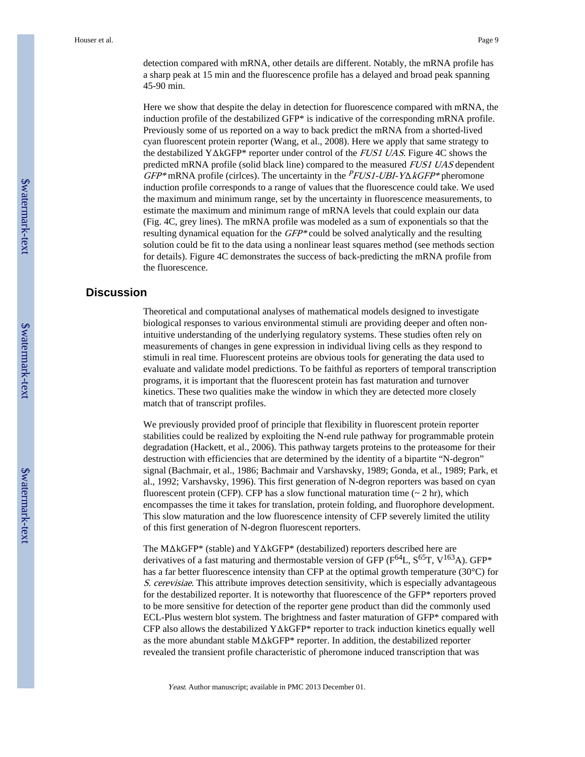detection compared with mRNA, other details are different. Notably, the mRNA profile has a sharp peak at 15 min and the fluorescence profile has a delayed and broad peak spanning 45-90 min.

Here we show that despite the delay in detection for fluorescence compared with mRNA, the induction profile of the destabilized GFP* is indicative of the corresponding mRNA profile. Previously some of us reported on a way to back predict the mRNA from a shorted-lived cyan fluorescent protein reporter (Wang, et al., 2008). Here we apply that same strategy to the destabilized YΔkGFP* reporter under control of the *FUS1 UAS*. Figure 4C shows the predicted mRNA profile (solid black line) compared to the measured *FUS1 UAS* dependent *GFP** mRNA profile (cirlces). The uncertainty in the $^{P}$*FUS1-UBI-YΔkGFP** pheromone induction profile corresponds to a range of values that the fluorescence could take. We used the maximum and minimum range, set by the uncertainty in fluorescence measurements, to estimate the maximum and minimum range of mRNA levels that could explain our data (Fig. 4C, grey lines). The mRNA profile was modeled as a sum of exponentials so that the resulting dynamical equation for the *GFP** could be solved analytically and the resulting solution could be fit to the data using a nonlinear least squares method (see methods section for details). Figure 4C demonstrates the success of back-predicting the mRNA profile from the fluorescence.

## Discussion

Theoretical and computational analyses of mathematical models designed to investigate biological responses to various environmental stimuli are providing deeper and often non-intuitive understanding of the underlying regulatory systems. These studies often rely on measurements of changes in gene expression in individual living cells as they respond to stimuli in real time. Fluorescent proteins are obvious tools for generating the data used to evaluate and validate model predictions. To be faithful as reporters of temporal transcription programs, it is important that the fluorescent protein has fast maturation and turnover kinetics. These two qualities make the window in which they are detected more closely match that of transcript profiles.

We previously provided proof of principle that flexibility in fluorescent protein reporter stabilities could be realized by exploiting the N-end rule pathway for programmable protein degradation (Hackett, et al., 2006). This pathway targets proteins to the proteasome for their destruction with efficiencies that are determined by the identity of a bipartite "N-degron" signal (Bachmair, et al., 1986; Bachmair and Varshavsky, 1989; Gonda, et al., 1989; Park, et al., 1992; Varshavsky, 1996). This first generation of N-degron reporters was based on cyan fluorescent protein (CFP). CFP has a slow functional maturation time (~ 2 hr), which encompasses the time it takes for translation, protein folding, and fluorophore development. This slow maturation and the low fluorescence intensity of CFP severely limited the utility of this first generation of N-degron fluorescent reporters.

The MΔkGFP* (stable) and YΔkGFP* (destabilized) reporters described here are derivatives of a fast maturing and thermostable version of GFP ($F^{64}L$, $S^{65}T$, $V^{163}A$). GFP* has a far better fluorescence intensity than CFP at the optimal growth temperature (30°C) for *S. cerevisiae*. This attribute improves detection sensitivity, which is especially advantageous for the destabilized reporter. It is noteworthy that fluorescence of the GFP* reporters proved to be more sensitive for detection of the reporter gene product than did the commonly used ECL-Plus western blot system. The brightness and faster maturation of GFP* compared with CFP also allows the destabilized YΔkGFP* reporter to track induction kinetics equally well as the more abundant stable MΔkGFP* reporter. In addition, the destabilized reporter revealed the transient profile characteristic of pheromone induced transcription that was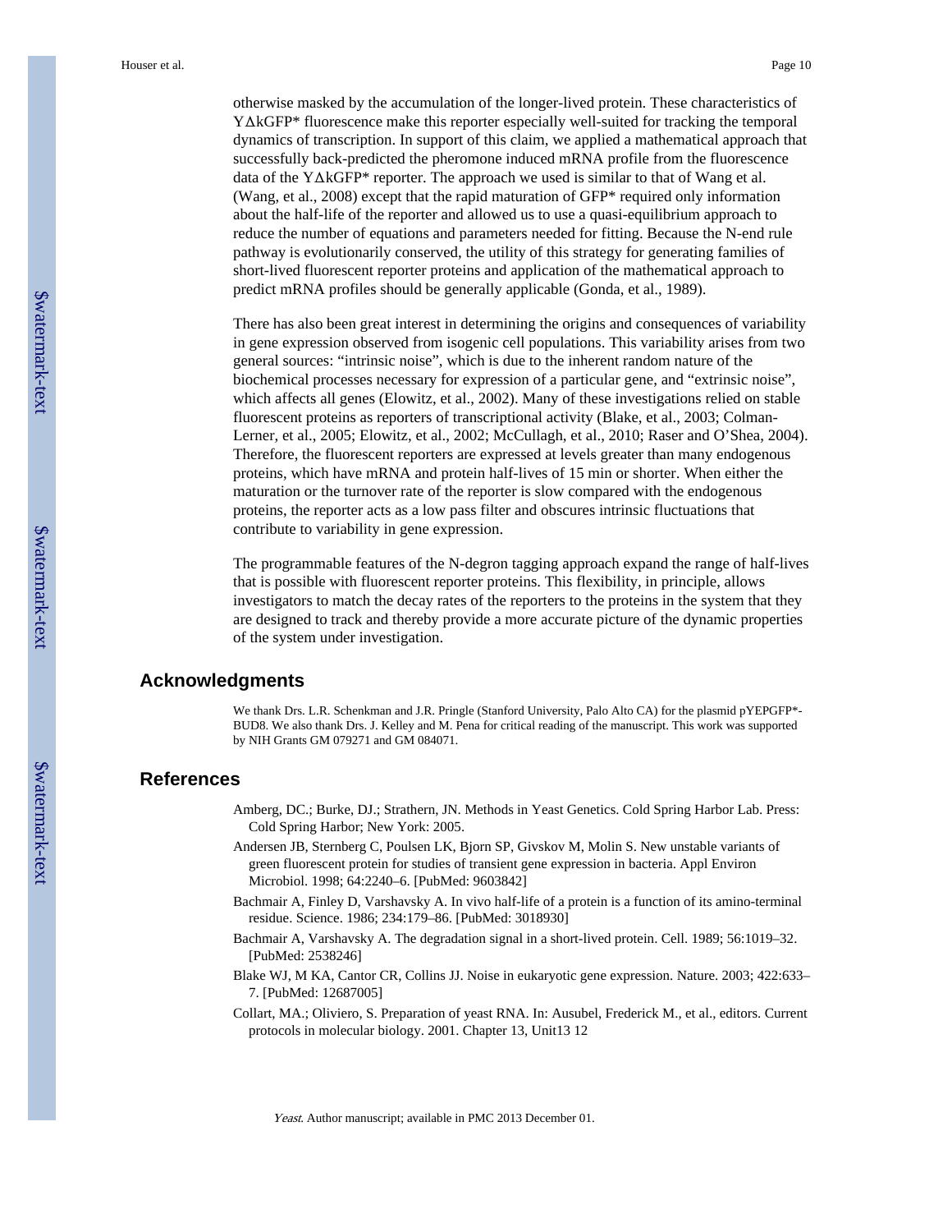otherwise masked by the accumulation of the longer-lived protein. These characteristics of YΔkGFP* fluorescence make this reporter especially well-suited for tracking the temporal dynamics of transcription. In support of this claim, we applied a mathematical approach that successfully back-predicted the pheromone induced mRNA profile from the fluorescence data of the YΔkGFP* reporter. The approach we used is similar to that of Wang et al. (Wang, et al., 2008) except that the rapid maturation of GFP* required only information about the half-life of the reporter and allowed us to use a quasi-equilibrium approach to reduce the number of equations and parameters needed for fitting. Because the N-end rule pathway is evolutionarily conserved, the utility of this strategy for generating families of short-lived fluorescent reporter proteins and application of the mathematical approach to predict mRNA profiles should be generally applicable (Gonda, et al., 1989).

There has also been great interest in determining the origins and consequences of variability in gene expression observed from isogenic cell populations. This variability arises from two general sources: "intrinsic noise", which is due to the inherent random nature of the biochemical processes necessary for expression of a particular gene, and "extrinsic noise", which affects all genes (Elowitz, et al., 2002). Many of these investigations relied on stable fluorescent proteins as reporters of transcriptional activity (Blake, et al., 2003; Colman-Lerner, et al., 2005; Elowitz, et al., 2002; McCullagh, et al., 2010; Raser and O'Shea, 2004). Therefore, the fluorescent reporters are expressed at levels greater than many endogenous proteins, which have mRNA and protein half-lives of 15 min or shorter. When either the maturation or the turnover rate of the reporter is slow compared with the endogenous proteins, the reporter acts as a low pass filter and obscures intrinsic fluctuations that contribute to variability in gene expression.

The programmable features of the N-degron tagging approach expand the range of half-lives that is possible with fluorescent reporter proteins. This flexibility, in principle, allows investigators to match the decay rates of the reporters to the proteins in the system that they are designed to track and thereby provide a more accurate picture of the dynamic properties of the system under investigation.

## Acknowledgments

We thank Drs. L.R. Schenkman and J.R. Pringle (Stanford University, Palo Alto CA) for the plasmid pYEPGFP*-BUD8. We also thank Drs. J. Kelley and M. Pena for critical reading of the manuscript. This work was supported by NIH Grants GM 079271 and GM 084071.

## References

Amberg, DC.; Burke, DJ.; Strathern, JN. Methods in Yeast Genetics. Cold Spring Harbor Lab. Press: Cold Spring Harbor; New York: 2005.

Andersen JB, Sternberg C, Poulsen LK, Bjorn SP, Givskov M, Molin S. New unstable variants of green fluorescent protein for studies of transient gene expression in bacteria. Appl Environ Microbiol. 1998; 64:2240–6. [PubMed: 9603842]

Bachmair A, Finley D, Varshavsky A. In vivo half-life of a protein is a function of its amino-terminal residue. Science. 1986; 234:179–86. [PubMed: 3018930]

Bachmair A, Varshavsky A. The degradation signal in a short-lived protein. Cell. 1989; 56:1019–32. [PubMed: 2538246]

Blake WJ, M KA, Cantor CR, Collins JJ. Noise in eukaryotic gene expression. Nature. 2003; 422:633–7. [PubMed: 12687005]

Collart, MA.; Oliviero, S. Preparation of yeast RNA. In: Ausubel, Frederick M., et al., editors. Current protocols in molecular biology. 2001. Chapter 13, Unit13 12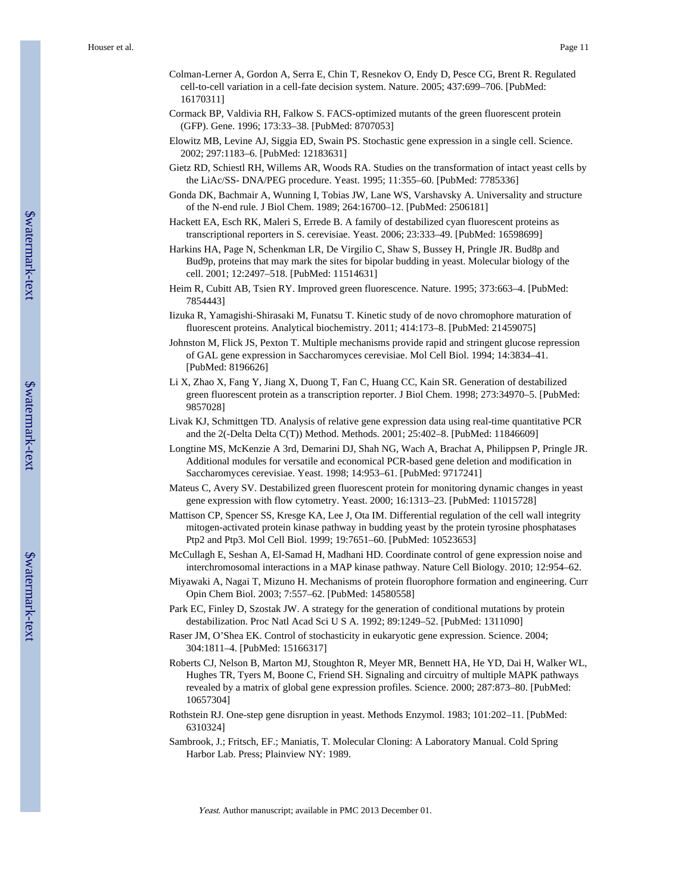Colman-Lerner A, Gordon A, Serra E, Chin T, Resnekov O, Endy D, Pesce CG, Brent R. Regulated cell-to-cell variation in a cell-fate decision system. Nature. 2005; 437:699–706. [PubMed: 16170311]

Cormack BP, Valdivia RH, Falkow S. FACS-optimized mutants of the green fluorescent protein (GFP). Gene. 1996; 173:33–38. [PubMed: 8707053]

Elowitz MB, Levine AJ, Siggia ED, Swain PS. Stochastic gene expression in a single cell. Science. 2002; 297:1183–6. [PubMed: 12183631]

Gietz RD, Schiestl RH, Willems AR, Woods RA. Studies on the transformation of intact yeast cells by the LiAc/SS- DNA/PEG procedure. Yeast. 1995; 11:355–60. [PubMed: 7785336]

Gonda DK, Bachmair A, Wunning I, Tobias JW, Lane WS, Varshavsky A. Universality and structure of the N-end rule. J Biol Chem. 1989; 264:16700–12. [PubMed: 2506181]

Hackett EA, Esch RK, Maleri S, Errede B. A family of destabilized cyan fluorescent proteins as transcriptional reporters in S. cerevisiae. Yeast. 2006; 23:333–49. [PubMed: 16598699]

Harkins HA, Page N, Schenkman LR, De Virgilio C, Shaw S, Bussey H, Pringle JR. Bud8p and Bud9p, proteins that may mark the sites for bipolar budding in yeast. Molecular biology of the cell. 2001; 12:2497–518. [PubMed: 11514631]

Heim R, Cubitt AB, Tsien RY. Improved green fluorescence. Nature. 1995; 373:663–4. [PubMed: 7854443]

Iizuka R, Yamagishi-Shirasaki M, Funatsu T. Kinetic study of de novo chromophore maturation of fluorescent proteins. Analytical biochemistry. 2011; 414:173–8. [PubMed: 21459075]

Johnston M, Flick JS, Pexton T. Multiple mechanisms provide rapid and stringent glucose repression of GAL gene expression in Saccharomyces cerevisiae. Mol Cell Biol. 1994; 14:3834–41. [PubMed: 8196626]

Li X, Zhao X, Fang Y, Jiang X, Duong T, Fan C, Huang CC, Kain SR. Generation of destabilized green fluorescent protein as a transcription reporter. J Biol Chem. 1998; 273:34970–5. [PubMed: 9857028]

Livak KJ, Schmittgen TD. Analysis of relative gene expression data using real-time quantitative PCR and the 2(-Delta Delta C(T)) Method. Methods. 2001; 25:402–8. [PubMed: 11846609]

Longtine MS, McKenzie A 3rd, Demarini DJ, Shah NG, Wach A, Brachat A, Philippsen P, Pringle JR. Additional modules for versatile and economical PCR-based gene deletion and modification in Saccharomyces cerevisiae. Yeast. 1998; 14:953–61. [PubMed: 9717241]

Mateus C, Avery SV. Destabilized green fluorescent protein for monitoring dynamic changes in yeast gene expression with flow cytometry. Yeast. 2000; 16:1313–23. [PubMed: 11015728]

Mattison CP, Spencer SS, Kresge KA, Lee J, Ota IM. Differential regulation of the cell wall integrity mitogen-activated protein kinase pathway in budding yeast by the protein tyrosine phosphatases Ptp2 and Ptp3. Mol Cell Biol. 1999; 19:7651–60. [PubMed: 10523653]

McCullagh E, Seshan A, El-Samad H, Madhani HD. Coordinate control of gene expression noise and interchromosomal interactions in a MAP kinase pathway. Nature Cell Biology. 2010; 12:954–62.

Miyawaki A, Nagai T, Mizuno H. Mechanisms of protein fluorophore formation and engineering. Curr Opin Chem Biol. 2003; 7:557–62. [PubMed: 14580558]

Park EC, Finley D, Szostak JW. A strategy for the generation of conditional mutations by protein destabilization. Proc Natl Acad Sci U S A. 1992; 89:1249–52. [PubMed: 1311090]

Raser JM, O'Shea EK. Control of stochasticity in eukaryotic gene expression. Science. 2004; 304:1811–4. [PubMed: 15166317]

Roberts CJ, Nelson B, Marton MJ, Stoughton R, Meyer MR, Bennett HA, He YD, Dai H, Walker WL, Hughes TR, Tyers M, Boone C, Friend SH. Signaling and circuitry of multiple MAPK pathways revealed by a matrix of global gene expression profiles. Science. 2000; 287:873–80. [PubMed: 10657304]

Rothstein RJ. One-step gene disruption in yeast. Methods Enzymol. 1983; 101:202–11. [PubMed: 6310324]

Sambrook, J.; Fritsch, EF.; Maniatis, T. Molecular Cloning: A Laboratory Manual. Cold Spring Harbor Lab. Press; Plainview NY: 1989.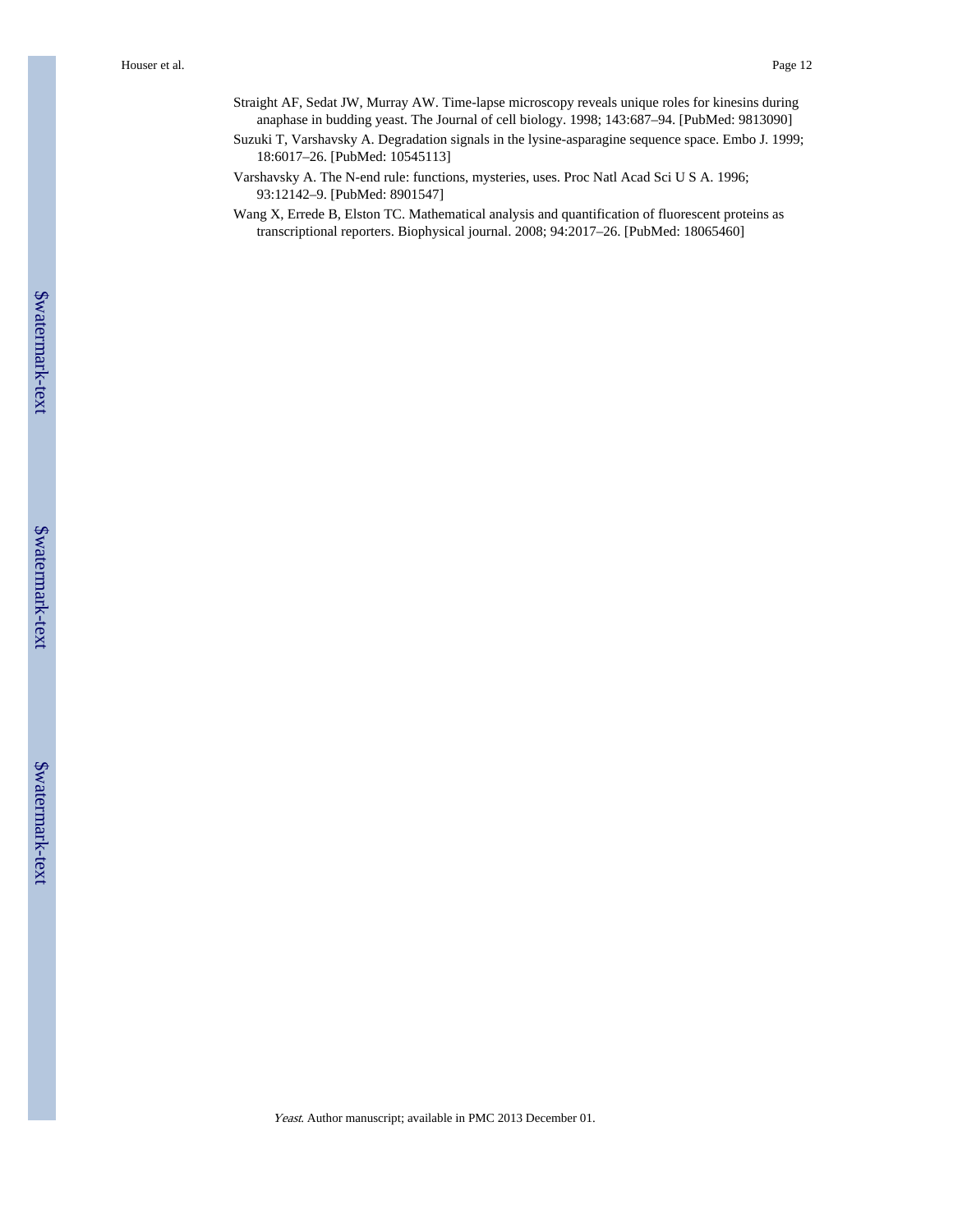Straight AF, Sedat JW, Murray AW. Time-lapse microscopy reveals unique roles for kinesins during anaphase in budding yeast. The Journal of cell biology. 1998; 143:687–94. [PubMed: 9813090]

Suzuki T, Varshavsky A. Degradation signals in the lysine-asparagine sequence space. Embo J. 1999; 18:6017–26. [PubMed: 10545113]

Varshavsky A. The N-end rule: functions, mysteries, uses. Proc Natl Acad Sci U S A. 1996; 93:12142–9. [PubMed: 8901547]

Wang X, Errede B, Elston TC. Mathematical analysis and quantification of fluorescent proteins as transcriptional reporters. Biophysical journal. 2008; 94:2017–26. [PubMed: 18065460]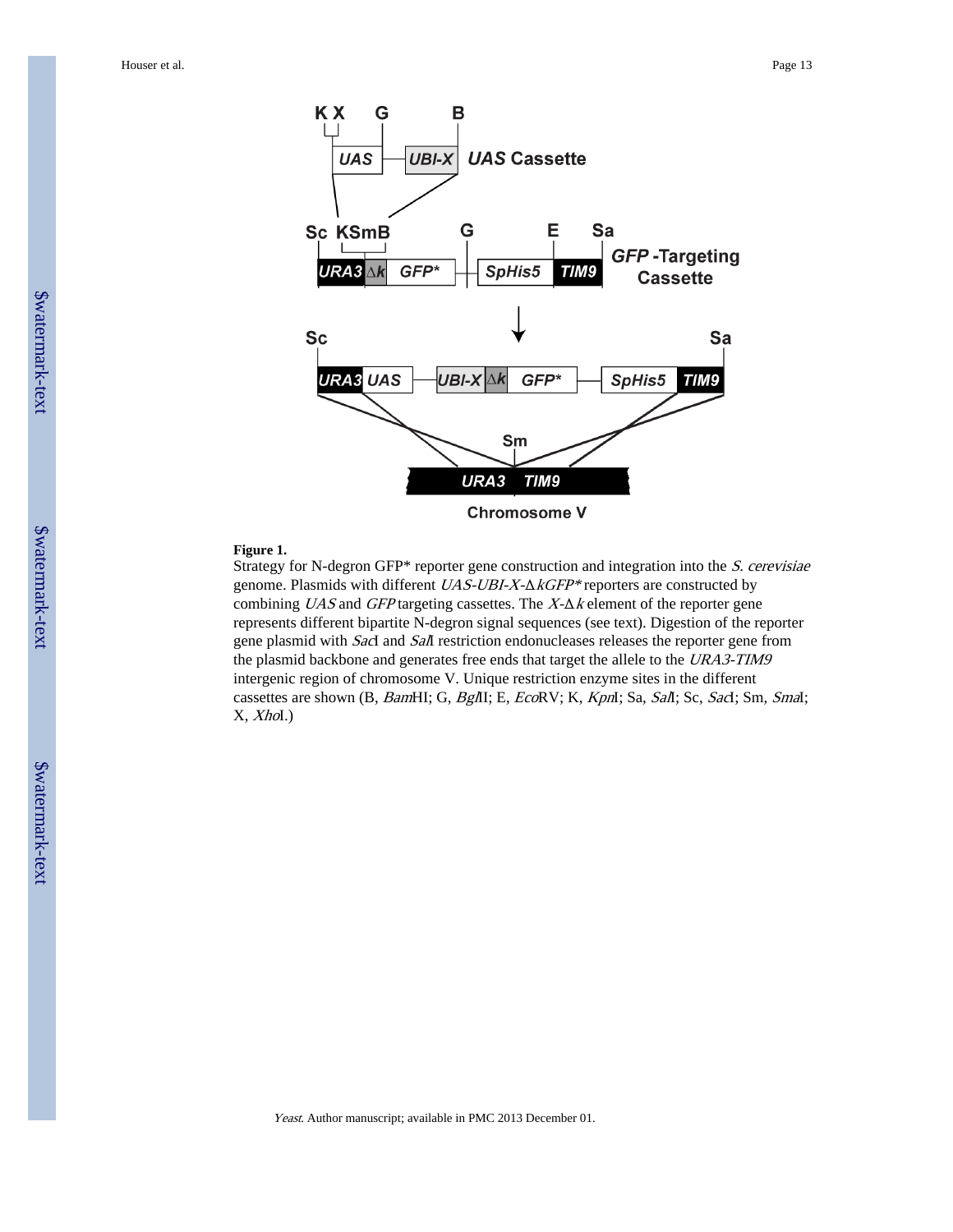**Figure 1.**

Strategy for N-degron GFP* reporter gene construction and integration into the *S. cerevisiae* genome. Plasmids with different *UAS-UBI-X-*Δ*kGFP** reporters are constructed by combining *UAS* and *GFP* targeting cassettes. The *X-*Δ*k* element of the reporter gene represents different bipartite N-degron signal sequences (see text). Digestion of the reporter gene plasmid with *Sac*I and *Sal*I restriction endonucleases releases the reporter gene from the plasmid backbone and generates free ends that target the allele to the *URA3-TIM9* intergenic region of chromosome V. Unique restriction enzyme sites in the different cassettes are shown (B, *Bam*HI; G, *Bgl*II; E, *Eco*RV; K, *Kpn*I; Sa, *Sal*I; Sc, *Sac*I; Sm, *Sma*I; X, *Xho*I.)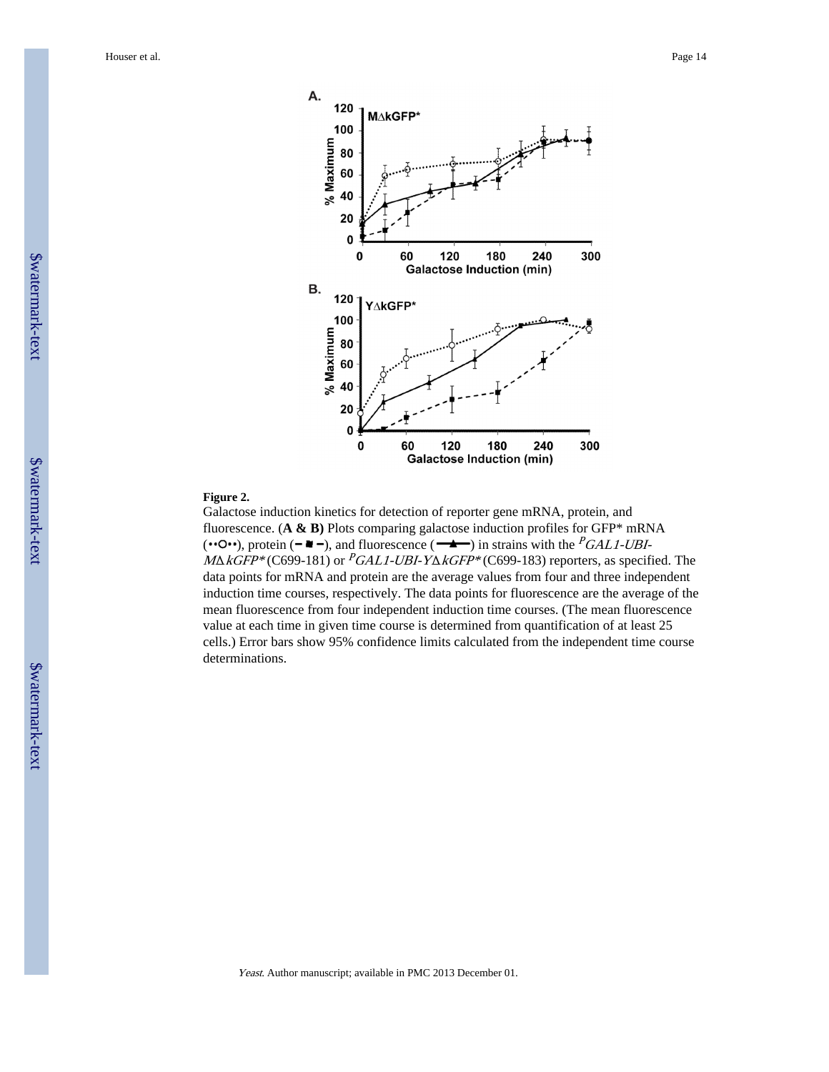**Figure 2.**

Galactose induction kinetics for detection of reporter gene mRNA, protein, and fluorescence. (**A & B)** Plots comparing galactose induction profiles for GFP* mRNA (••○••), protein (– ■ –), and fluorescence (—▲—) in strains with the $^{P}$*GAL1-UBI-MΔkGFP** (C699-181) or $^{P}$*GAL1-UBI-YΔkGFP** (C699-183) reporters, as specified. The data points for mRNA and protein are the average values from four and three independent induction time courses, respectively. The data points for fluorescence are the average of the mean fluorescence from four independent induction time courses. (The mean fluorescence value at each time in given time course is determined from quantification of at least 25 cells.) Error bars show 95% confidence limits calculated from the independent time course determinations.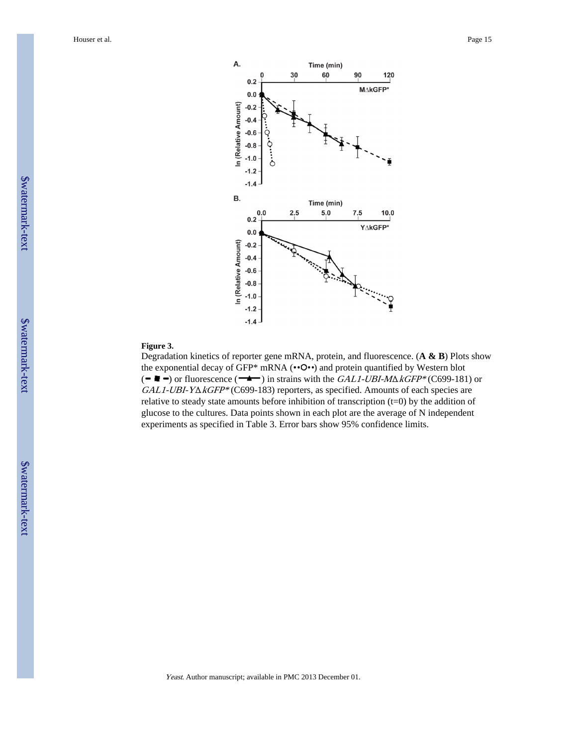**Figure 3.**

Degradation kinetics of reporter gene mRNA, protein, and fluorescence. (**A & B**) Plots show the exponential decay of GFP* mRNA (••O••) and protein quantified by Western blot (━ ■ ━) or fluorescence (━▲━) in strains with the *GAL1-UBI-MΔkGFP** (C699-181) or *GAL1-UBI-YΔkGFP** (C699-183) reporters, as specified. Amounts of each species are relative to steady state amounts before inhibition of transcription (t=0) by the addition of glucose to the cultures. Data points shown in each plot are the average of N independent experiments as specified in Table 3. Error bars show 95% confidence limits.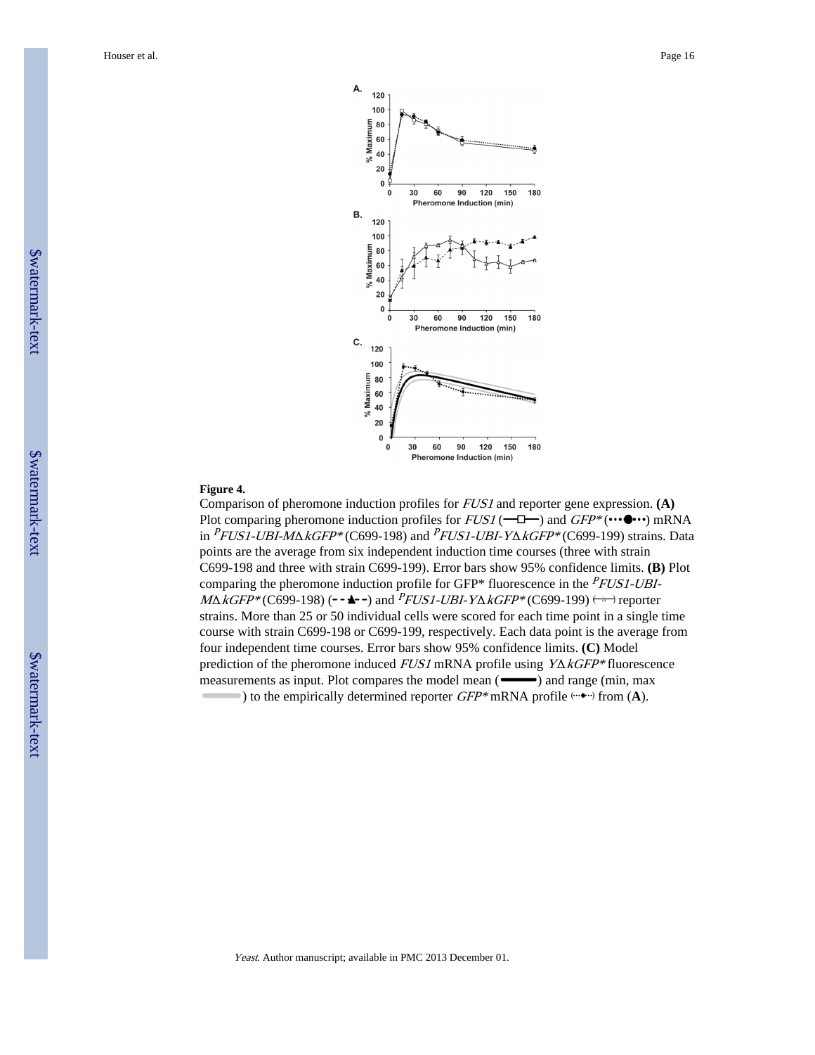**Figure 4.**

Comparison of pheromone induction profiles for *FUS1* and reporter gene expression. **(A)** Plot comparing pheromone induction profiles for *FUS1* (—□—) and *GFP** (•••●•••) mRNA in $^{P}$*FUS1-UBI-M*Δ*kGFP** (C699-198) and $^{P}$*FUS1-UBI-Y*Δ*kGFP** (C699-199) strains. Data points are the average from six independent induction time courses (three with strain C699-198 and three with strain C699-199). Error bars show 95% confidence limits. **(B)** Plot comparing the pheromone induction profile for GFP* fluorescence in the $^{P}$*FUS1-UBI-M*Δ*kGFP** (C699-198) (- - ▲- -) and $^{P}$*FUS1-UBI-Y*Δ*kGFP** (C699-199) (—△—) reporter strains. More than 25 or 50 individual cells were scored for each time point in a single time course with strain C699-198 or C699-199, respectively. Each data point is the average from four independent time courses. Error bars show 95% confidence limits. **(C)** Model prediction of the pheromone induced *FUS1* mRNA profile using *Y*Δ*kGFP** fluorescence measurements as input. Plot compares the model mean (▬▬▬) and range (min, max ▬▬▬) to the empirically determined reporter *GFP** mRNA profile (···●···) from (**A**).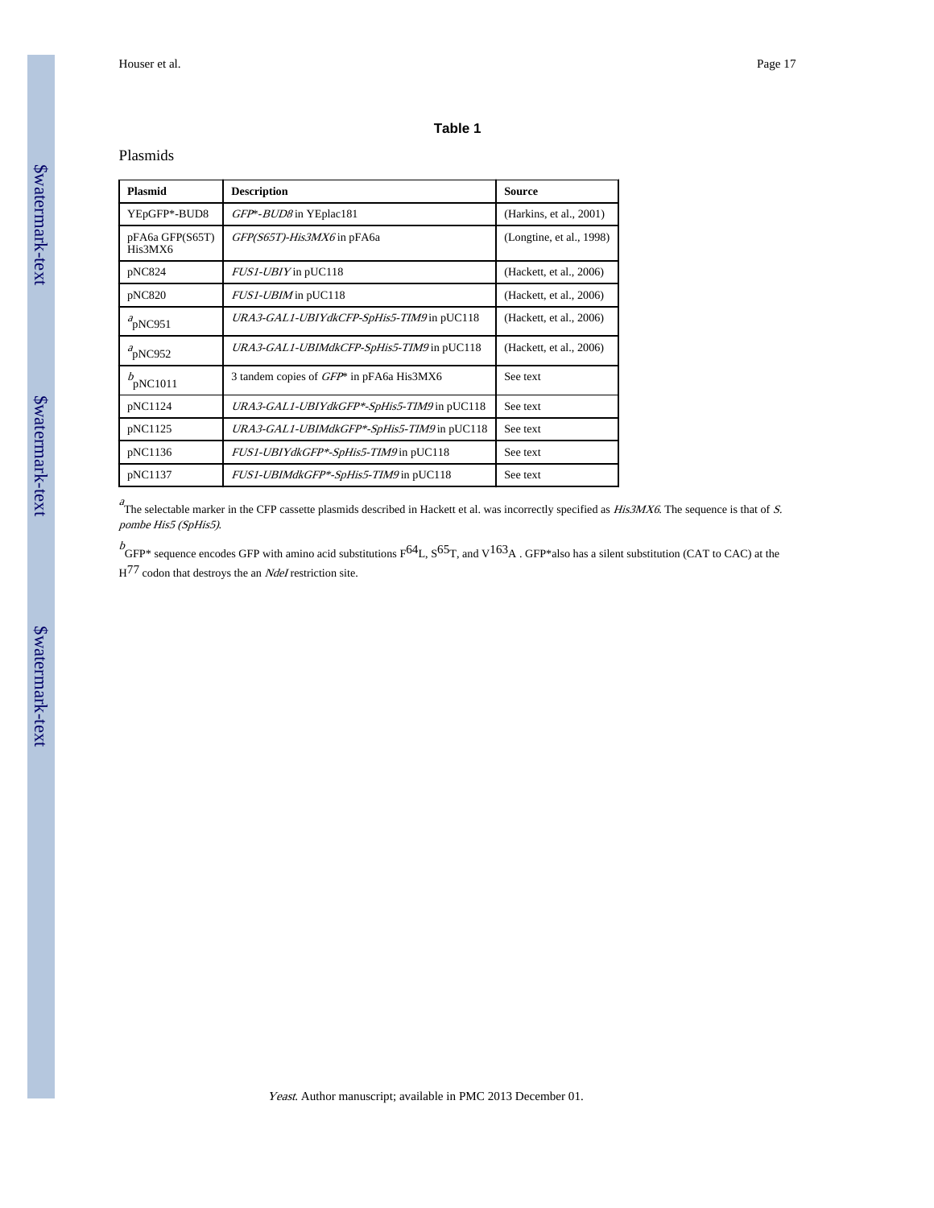## Table 1

Plasmids

| Plasmid | Description | Source |
|---|---|---|
| YEpGFP*-BUD8 | *GFP*-BUD8* in YEplac181 | (Harkins, et al., 2001) |
| pFA6a GFP(S65T) His3MX6 | *GFP(S65T)-His3MX6* in pFA6a | (Longtine, et al., 1998) |
| pNC824 | *FUS1-UBIY* in pUC118 | (Hackett, et al., 2006) |
| pNC820 | *FUS1-UBIM* in pUC118 | (Hackett, et al., 2006) |
| [a]pNC951 | *URA3-GAL1-UBIYdkCFP-SpHis5-TIM9* in pUC118 | (Hackett, et al., 2006) |
| [a]pNC952 | *URA3-GAL1-UBIMdkCFP-SpHis5-TIM9* in pUC118 | (Hackett, et al., 2006) |
| [b]pNC1011 | 3 tandem copies of *GFP** in pFA6a His3MX6 | See text |
| pNC1124 | *URA3-GAL1-UBIYdkGFP*-SpHis5-TIM9* in pUC118 | See text |
| pNC1125 | *URA3-GAL1-UBIMdkGFP*-SpHis5-TIM9* in pUC118 | See text |
| pNC1136 | *FUS1-UBIYdkGFP*-SpHis5-TIM9* in pUC118 | See text |
| pNC1137 | *FUS1-UBIMdkGFP*-SpHis5-TIM9* in pUC118 | See text |

[a]The selectable marker in the CFP cassette plasmids described in Hackett et al. was incorrectly specified as *His3MX6*. The sequence is that of *S. pombe His5 (SpHis5)*.

[b]GFP* sequence encodes GFP with amino acid substitutions $F^{64}$L, $S^{65}$T, and $V^{163}$A . GFP*also has a silent substitution (CAT to CAC) at the $H^{77}$ codon that destroys the an *NdeI* restriction site.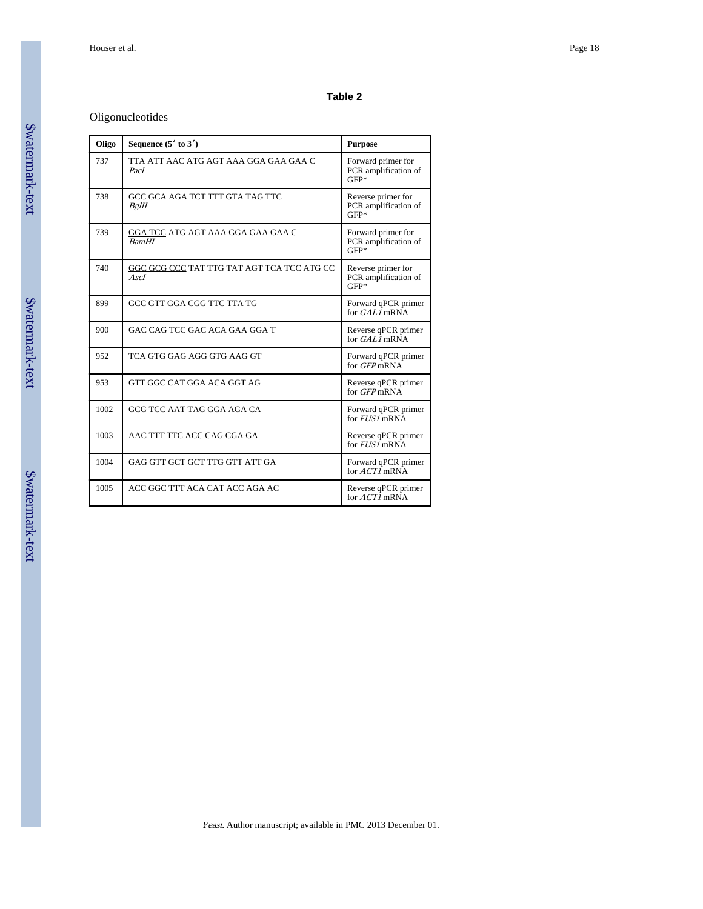**Table 2**

Oligonucleotides

| Oligo | Sequence (5′ to 3′) | Purpose |
|---|---|---|
| 737 | <u>TTA ATT AA</u>C ATG AGT AAA GGA GAA GAA C *PacI* | Forward primer for PCR amplification of GFP* |
| 738 | GCC GCA <u>AGA TCT</u> TTT GTA TAG TTC *BglII* | Reverse primer for PCR amplification of GFP* |
| 739 | <u>GGA TCC</u> ATG AGT AAA GGA GAA GAA C *BamHI* | Forward primer for PCR amplification of GFP* |
| 740 | <u>GGC GCG CCC</u> TAT TTG TAT AGT TCA TCC ATG CC *AscI* | Reverse primer for PCR amplification of GFP* |
| 899 | GCC GTT GGA CGG TTC TTA TG | Forward qPCR primer for *GAL1* mRNA |
| 900 | GAC CAG TCC GAC ACA GAA GGA T | Reverse qPCR primer for *GAL1* mRNA |
| 952 | TCA GTG GAG AGG GTG AAG GT | Forward qPCR primer for *GFP* mRNA |
| 953 | GTT GGC CAT GGA ACA GGT AG | Reverse qPCR primer for *GFP* mRNA |
| 1002 | GCG TCC AAT TAG GGA AGA CA | Forward qPCR primer for *FUS1* mRNA |
| 1003 | AAC TTT TTC ACC CAG CGA GA | Reverse qPCR primer for *FUS1* mRNA |
| 1004 | GAG GTT GCT GCT TTG GTT ATT GA | Forward qPCR primer for *ACT1* mRNA |
| 1005 | ACC GGC TTT ACA CAT ACC AGA AC | Reverse qPCR primer for *ACT1* mRNA |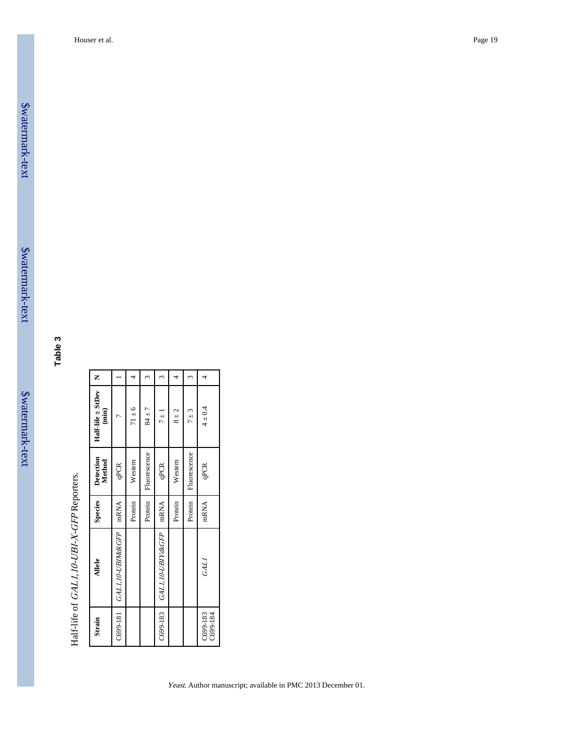## Table 3

Half-life of *GAL1,10-UBI-X-GFP* Reporters.

| Strain | Allele | Species | Detection Method | Half-life ± StDev (min) | N |
|---|---|---|---|---|---|
| C699-181 | *GAL1,10-UBIMdkGFP* | mRNA | qPCR | 7 | 1 |
| | | Protein | Western | 71 ± 6 | 4 |
| | | Protein | Fluorescence | 84 ± 7 | 3 |
| C699-183 | *GAL1,10-UBIYdkGFP* | mRNA | qPCR | 7 ± 1 | 3 |
| | | Protein | Western | 8 ± 2 | 4 |
| | | Protein | Fluorescence | 7 ± 3 | 3 |
| C699-183 C699-184 | *GAL1* | mRNA | qPCR | 4 ± 0.4 | 4 |